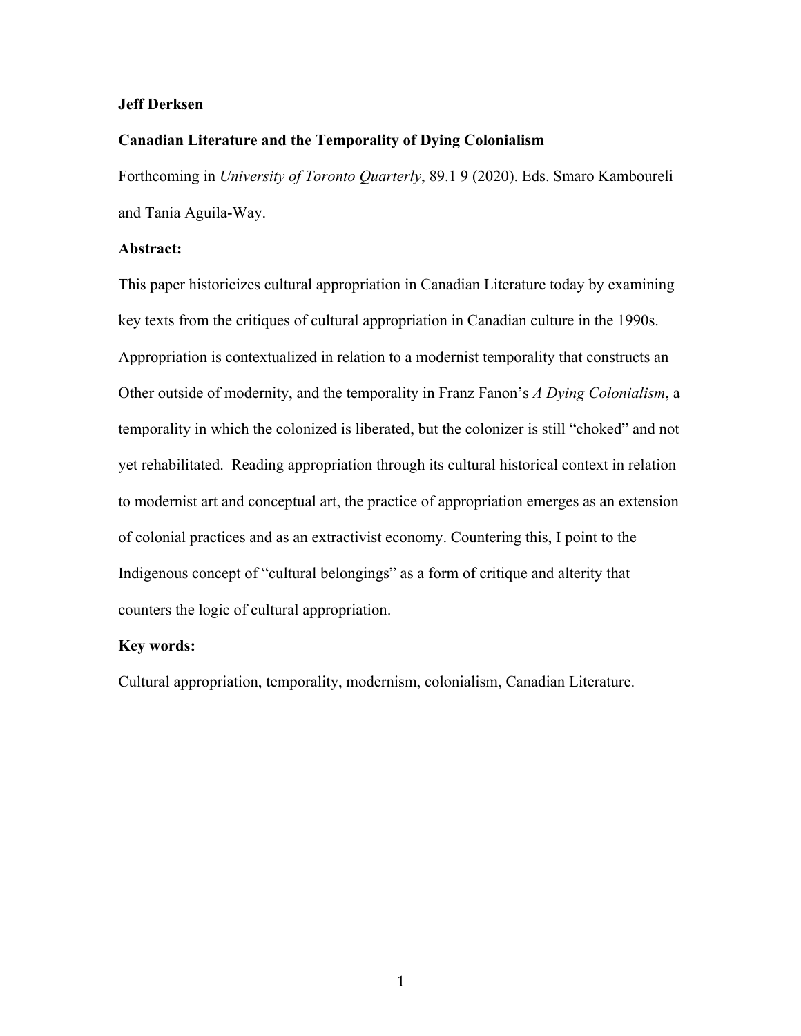**Jeff Derksen**

**Canadian Literature and the Temporality of Dying Colonialism**

Forthcoming in *University of Toronto Quarterly*, 89.1 9 (2020). Eds. Smaro Kamboureli and Tania Aguila-Way.

**Abstract:**

This paper historicizes cultural appropriation in Canadian Literature today by examining key texts from the critiques of cultural appropriation in Canadian culture in the 1990s. Appropriation is contextualized in relation to a modernist temporality that constructs an Other outside of modernity, and the temporality in Franz Fanon's *A Dying Colonialism*, a temporality in which the colonized is liberated, but the colonizer is still "choked" and not yet rehabilitated. Reading appropriation through its cultural historical context in relation to modernist art and conceptual art, the practice of appropriation emerges as an extension of colonial practices and as an extractivist economy. Countering this, I point to the Indigenous concept of "cultural belongings" as a form of critique and alterity that counters the logic of cultural appropriation.

**Key words:**

Cultural appropriation, temporality, modernism, colonialism, Canadian Literature.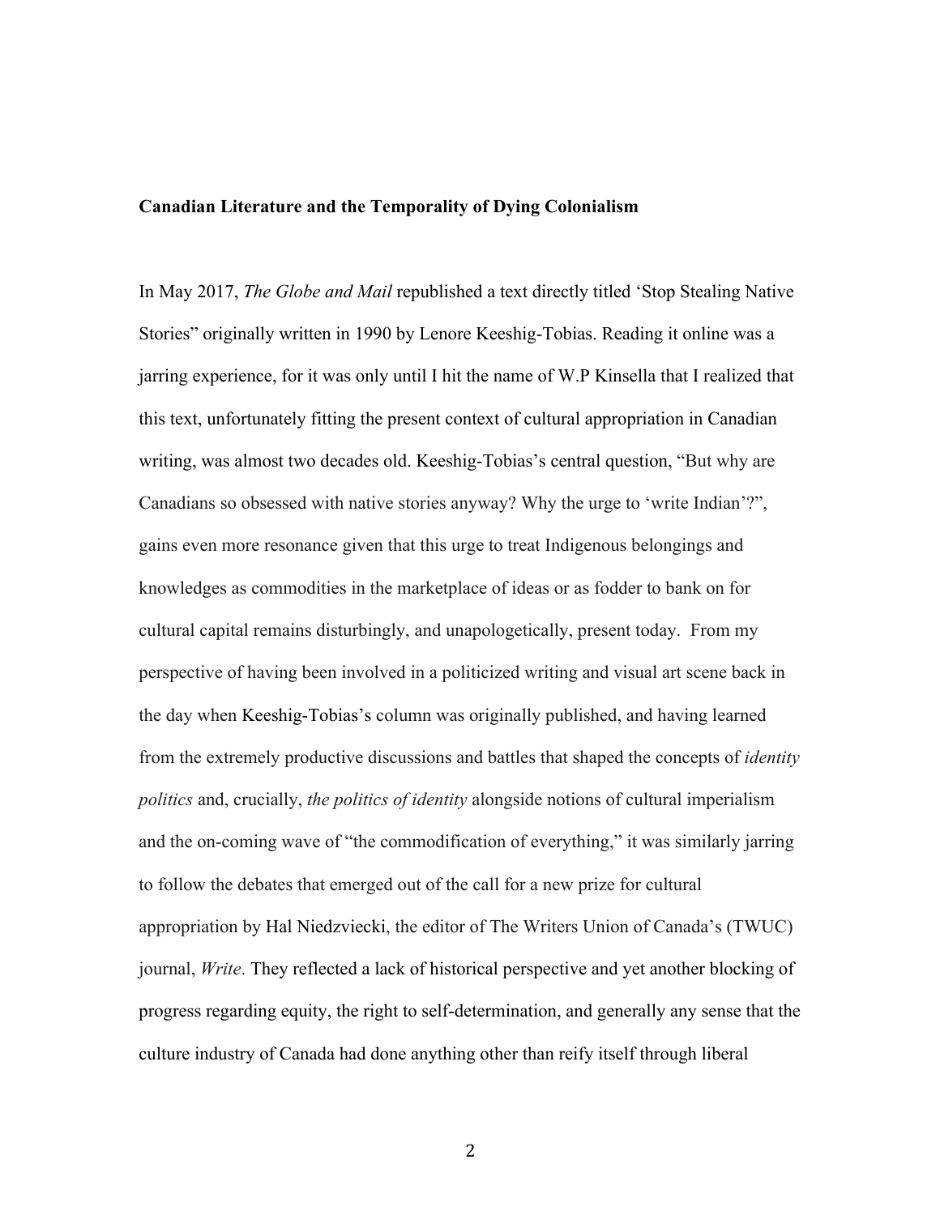**Canadian Literature and the Temporality of Dying Colonialism**

In May 2017, *The Globe and Mail* republished a text directly titled 'Stop Stealing Native Stories" originally written in 1990 by Lenore Keeshig-Tobias. Reading it online was a jarring experience, for it was only until I hit the name of W.P Kinsella that I realized that this text, unfortunately fitting the present context of cultural appropriation in Canadian writing, was almost two decades old. Keeshig-Tobias's central question, "But why are Canadians so obsessed with native stories anyway? Why the urge to 'write Indian'?", gains even more resonance given that this urge to treat Indigenous belongings and knowledges as commodities in the marketplace of ideas or as fodder to bank on for cultural capital remains disturbingly, and unapologetically, present today. From my perspective of having been involved in a politicized writing and visual art scene back in the day when Keeshig-Tobias's column was originally published, and having learned from the extremely productive discussions and battles that shaped the concepts of *identity politics* and, crucially, *the politics of identity* alongside notions of cultural imperialism and the on-coming wave of "the commodification of everything," it was similarly jarring to follow the debates that emerged out of the call for a new prize for cultural appropriation by Hal Niedzviecki, the editor of The Writers Union of Canada's (TWUC) journal, *Write*. They reflected a lack of historical perspective and yet another blocking of progress regarding equity, the right to self-determination, and generally any sense that the culture industry of Canada had done anything other than reify itself through liberal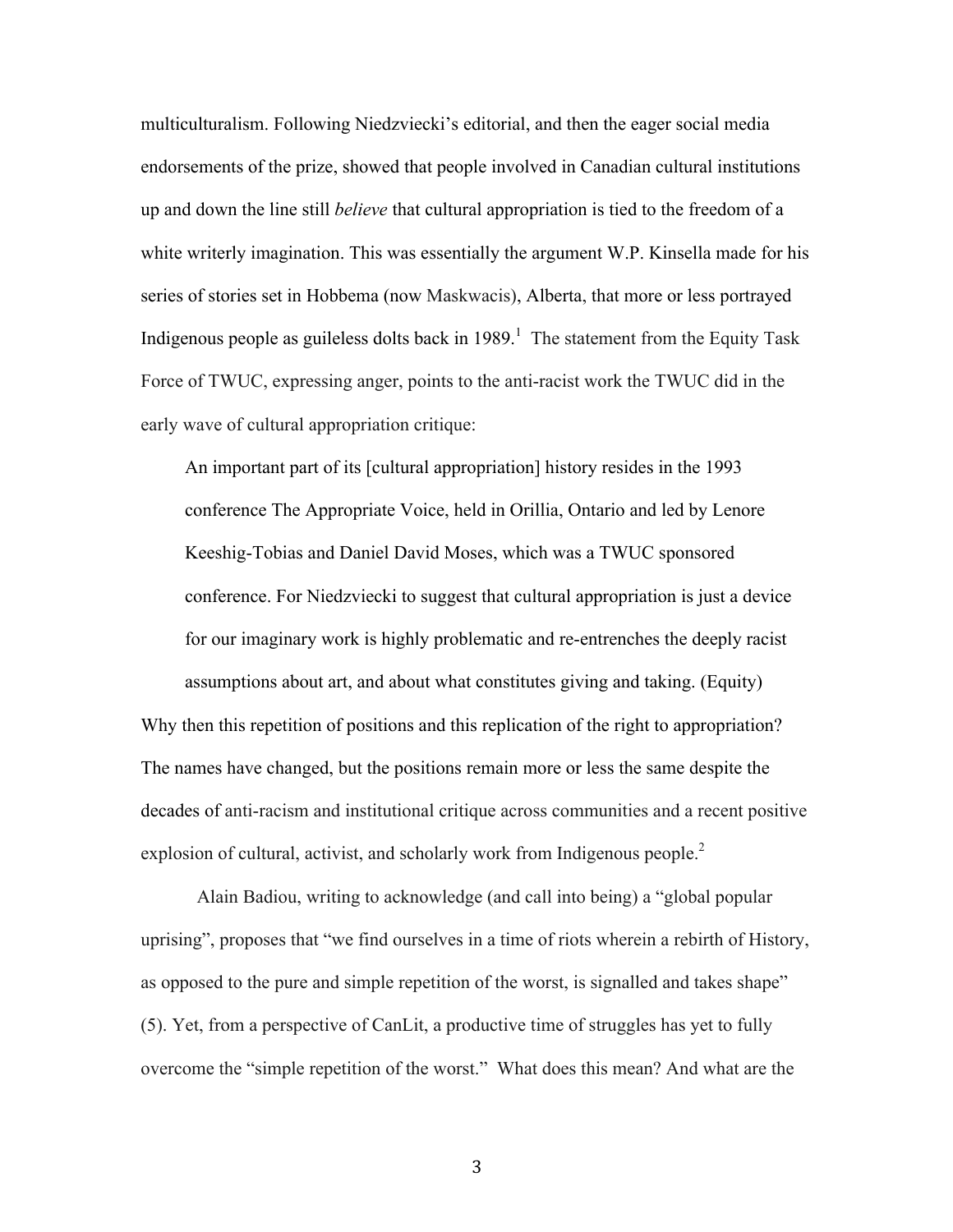multiculturalism. Following Niedzviecki's editorial, and then the eager social media endorsements of the prize, showed that people involved in Canadian cultural institutions up and down the line still *believe* that cultural appropriation is tied to the freedom of a white writerly imagination. This was essentially the argument W.P. Kinsella made for his series of stories set in Hobbema (now Maskwacis), Alberta, that more or less portrayed Indigenous people as guileless dolts back in 1989.[1] The statement from the Equity Task Force of TWUC, expressing anger, points to the anti-racist work the TWUC did in the early wave of cultural appropriation critique:

> An important part of its [cultural appropriation] history resides in the 1993 conference The Appropriate Voice, held in Orillia, Ontario and led by Lenore Keeshig-Tobias and Daniel David Moses, which was a TWUC sponsored conference. For Niedzviecki to suggest that cultural appropriation is just a device for our imaginary work is highly problematic and re-entrenches the deeply racist assumptions about art, and about what constitutes giving and taking. (Equity)

Why then this repetition of positions and this replication of the right to appropriation? The names have changed, but the positions remain more or less the same despite the decades of anti-racism and institutional critique across communities and a recent positive explosion of cultural, activist, and scholarly work from Indigenous people.[2]

Alain Badiou, writing to acknowledge (and call into being) a "global popular uprising", proposes that "we find ourselves in a time of riots wherein a rebirth of History, as opposed to the pure and simple repetition of the worst, is signalled and takes shape" (5). Yet, from a perspective of CanLit, a productive time of struggles has yet to fully overcome the "simple repetition of the worst." What does this mean? And what are the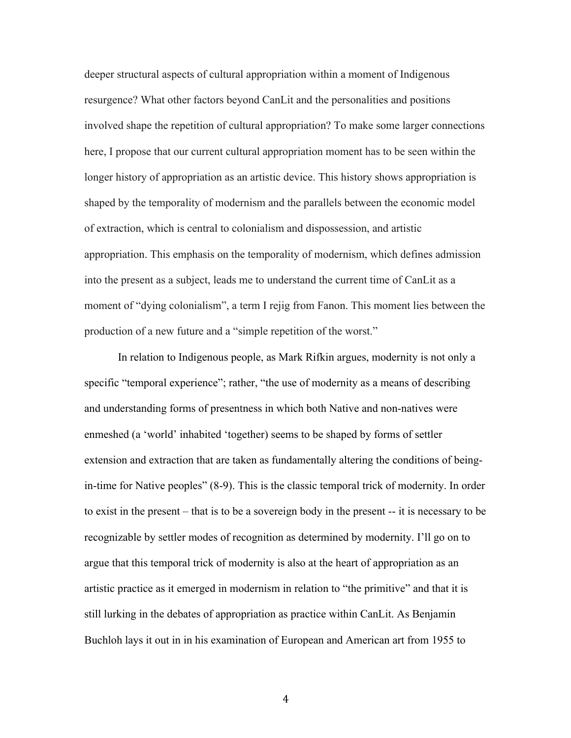deeper structural aspects of cultural appropriation within a moment of Indigenous resurgence? What other factors beyond CanLit and the personalities and positions involved shape the repetition of cultural appropriation? To make some larger connections here, I propose that our current cultural appropriation moment has to be seen within the longer history of appropriation as an artistic device. This history shows appropriation is shaped by the temporality of modernism and the parallels between the economic model of extraction, which is central to colonialism and dispossession, and artistic appropriation. This emphasis on the temporality of modernism, which defines admission into the present as a subject, leads me to understand the current time of CanLit as a moment of "dying colonialism", a term I rejig from Fanon. This moment lies between the production of a new future and a "simple repetition of the worst."

In relation to Indigenous people, as Mark Rifkin argues, modernity is not only a specific "temporal experience"; rather, "the use of modernity as a means of describing and understanding forms of presentness in which both Native and non-natives were enmeshed (a 'world' inhabited 'together) seems to be shaped by forms of settler extension and extraction that are taken as fundamentally altering the conditions of being-in-time for Native peoples" (8-9). This is the classic temporal trick of modernity. In order to exist in the present – that is to be a sovereign body in the present -- it is necessary to be recognizable by settler modes of recognition as determined by modernity. I'll go on to argue that this temporal trick of modernity is also at the heart of appropriation as an artistic practice as it emerged in modernism in relation to "the primitive" and that it is still lurking in the debates of appropriation as practice within CanLit. As Benjamin Buchloh lays it out in in his examination of European and American art from 1955 to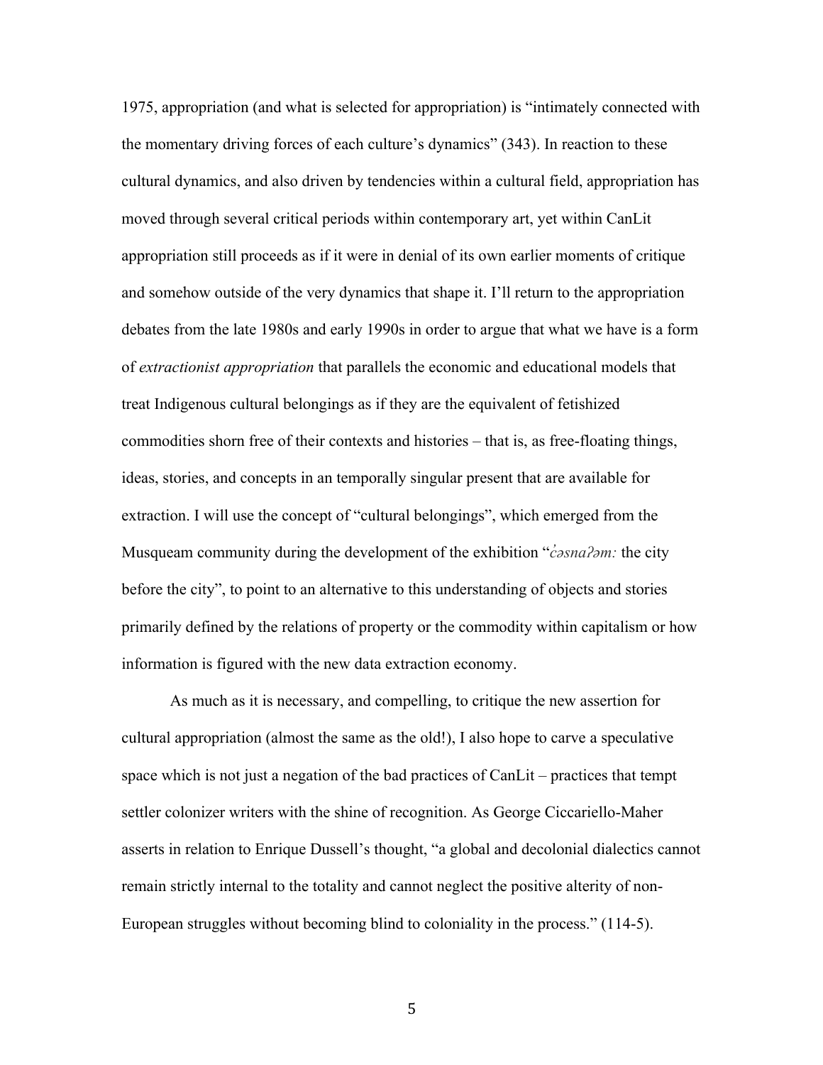1975, appropriation (and what is selected for appropriation) is "intimately connected with the momentary driving forces of each culture's dynamics" (343). In reaction to these cultural dynamics, and also driven by tendencies within a cultural field, appropriation has moved through several critical periods within contemporary art, yet within CanLit appropriation still proceeds as if it were in denial of its own earlier moments of critique and somehow outside of the very dynamics that shape it. I'll return to the appropriation debates from the late 1980s and early 1990s in order to argue that what we have is a form of *extractionist appropriation* that parallels the economic and educational models that treat Indigenous cultural belongings as if they are the equivalent of fetishized commodities shorn free of their contexts and histories – that is, as free-floating things, ideas, stories, and concepts in an temporally singular present that are available for extraction. I will use the concept of "cultural belongings", which emerged from the Musqueam community during the development of the exhibition "*c̓əsnaʔəm:* the city before the city", to point to an alternative to this understanding of objects and stories primarily defined by the relations of property or the commodity within capitalism or how information is figured with the new data extraction economy.

As much as it is necessary, and compelling, to critique the new assertion for cultural appropriation (almost the same as the old!), I also hope to carve a speculative space which is not just a negation of the bad practices of CanLit – practices that tempt settler colonizer writers with the shine of recognition. As George Ciccariello-Maher asserts in relation to Enrique Dussell's thought, "a global and decolonial dialectics cannot remain strictly internal to the totality and cannot neglect the positive alterity of non-European struggles without becoming blind to coloniality in the process." (114-5).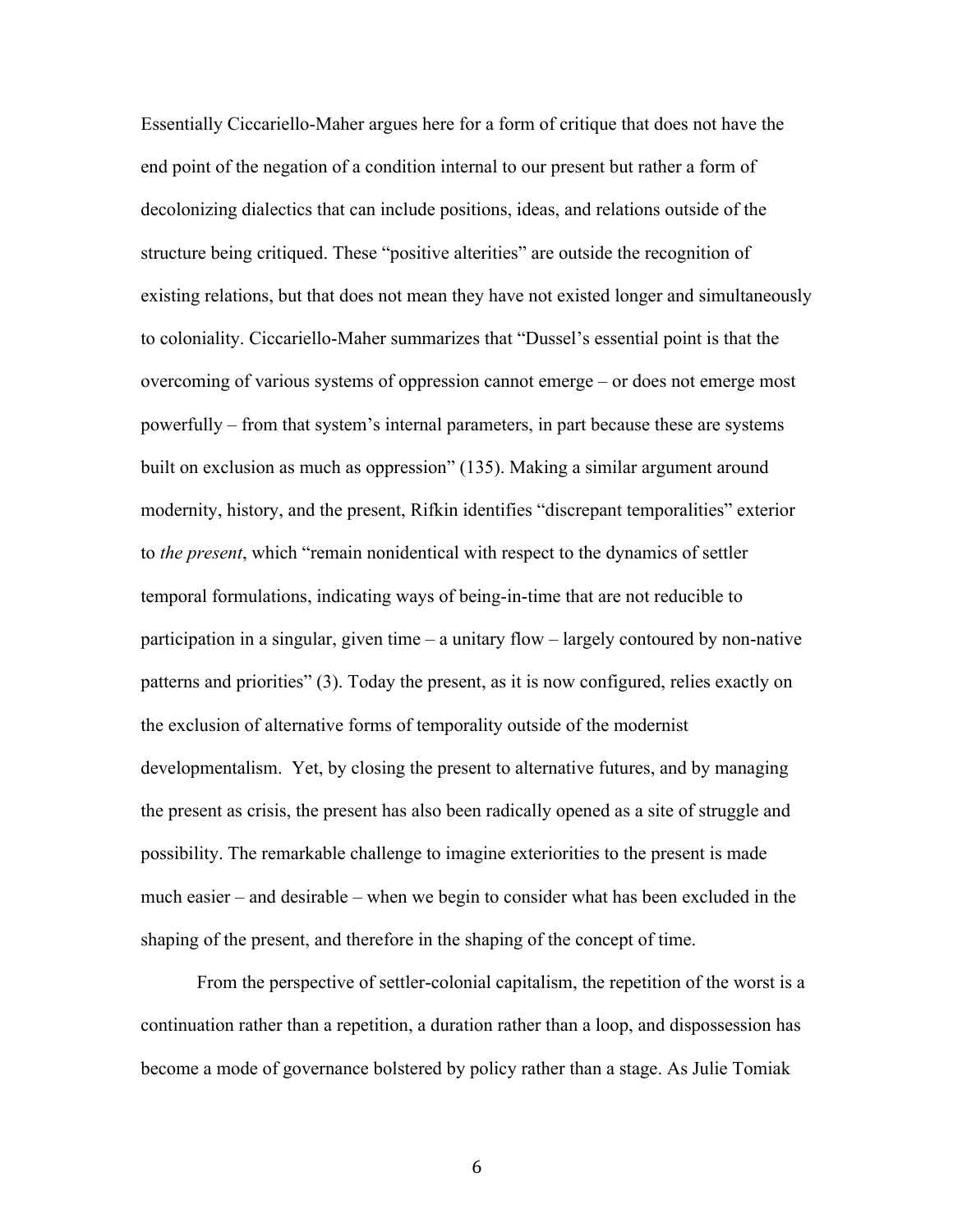Essentially Ciccariello-Maher argues here for a form of critique that does not have the end point of the negation of a condition internal to our present but rather a form of decolonizing dialectics that can include positions, ideas, and relations outside of the structure being critiqued. These "positive alterities" are outside the recognition of existing relations, but that does not mean they have not existed longer and simultaneously to coloniality. Ciccariello-Maher summarizes that "Dussel's essential point is that the overcoming of various systems of oppression cannot emerge – or does not emerge most powerfully – from that system's internal parameters, in part because these are systems built on exclusion as much as oppression" (135). Making a similar argument around modernity, history, and the present, Rifkin identifies "discrepant temporalities" exterior to *the present*, which "remain nonidentical with respect to the dynamics of settler temporal formulations, indicating ways of being-in-time that are not reducible to participation in a singular, given time – a unitary flow – largely contoured by non-native patterns and priorities" (3). Today the present, as it is now configured, relies exactly on the exclusion of alternative forms of temporality outside of the modernist developmentalism. Yet, by closing the present to alternative futures, and by managing the present as crisis, the present has also been radically opened as a site of struggle and possibility. The remarkable challenge to imagine exteriorities to the present is made much easier – and desirable – when we begin to consider what has been excluded in the shaping of the present, and therefore in the shaping of the concept of time.

From the perspective of settler-colonial capitalism, the repetition of the worst is a continuation rather than a repetition, a duration rather than a loop, and dispossession has become a mode of governance bolstered by policy rather than a stage. As Julie Tomiak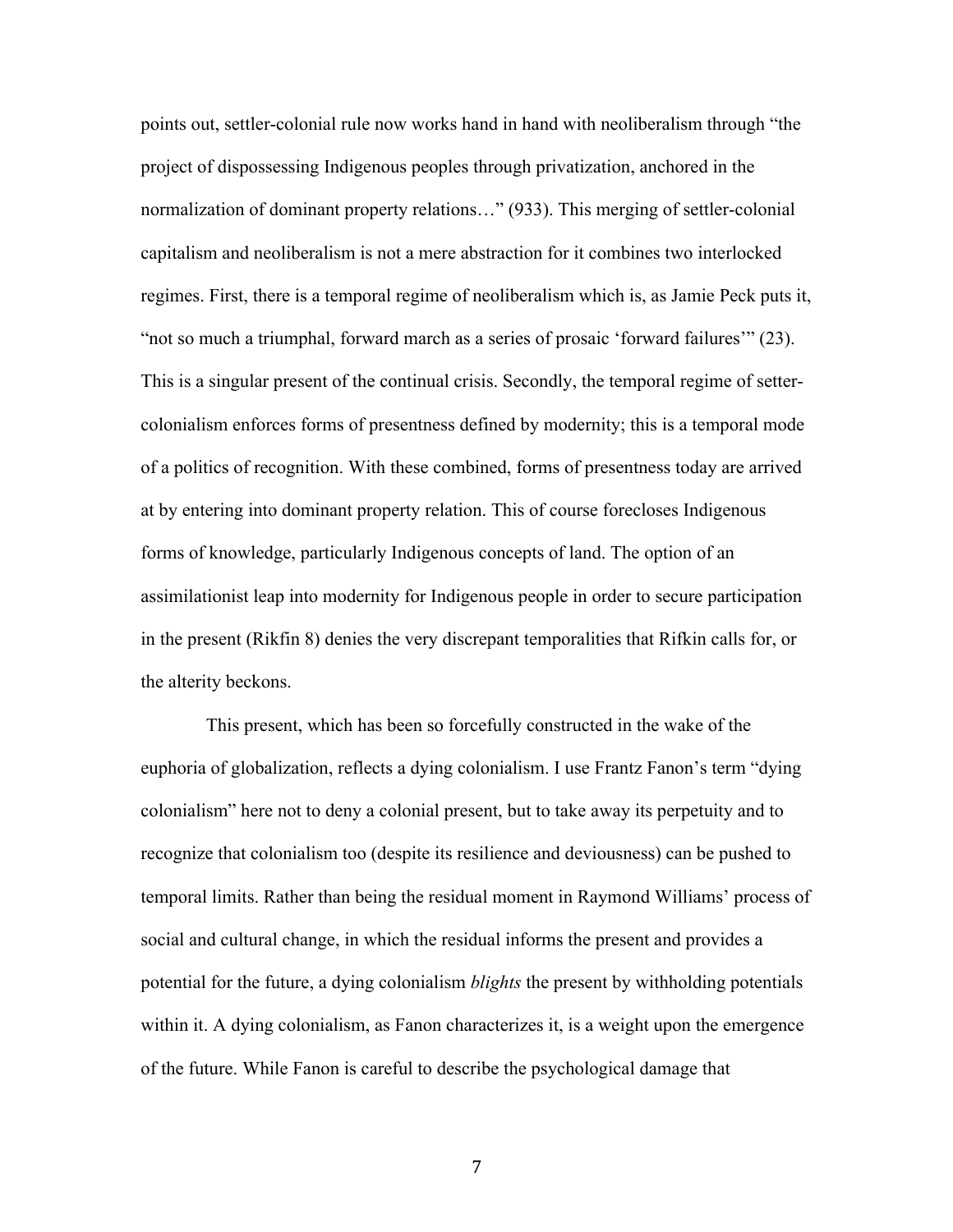points out, settler-colonial rule now works hand in hand with neoliberalism through "the project of dispossessing Indigenous peoples through privatization, anchored in the normalization of dominant property relations…" (933). This merging of settler-colonial capitalism and neoliberalism is not a mere abstraction for it combines two interlocked regimes. First, there is a temporal regime of neoliberalism which is, as Jamie Peck puts it, "not so much a triumphal, forward march as a series of prosaic 'forward failures'" (23). This is a singular present of the continual crisis. Secondly, the temporal regime of setter-colonialism enforces forms of presentness defined by modernity; this is a temporal mode of a politics of recognition. With these combined, forms of presentness today are arrived at by entering into dominant property relation. This of course forecloses Indigenous forms of knowledge, particularly Indigenous concepts of land. The option of an assimilationist leap into modernity for Indigenous people in order to secure participation in the present (Rikfin 8) denies the very discrepant temporalities that Rifkin calls for, or the alterity beckons.

This present, which has been so forcefully constructed in the wake of the euphoria of globalization, reflects a dying colonialism. I use Frantz Fanon's term "dying colonialism" here not to deny a colonial present, but to take away its perpetuity and to recognize that colonialism too (despite its resilience and deviousness) can be pushed to temporal limits. Rather than being the residual moment in Raymond Williams' process of social and cultural change, in which the residual informs the present and provides a potential for the future, a dying colonialism *blights* the present by withholding potentials within it. A dying colonialism, as Fanon characterizes it, is a weight upon the emergence of the future. While Fanon is careful to describe the psychological damage that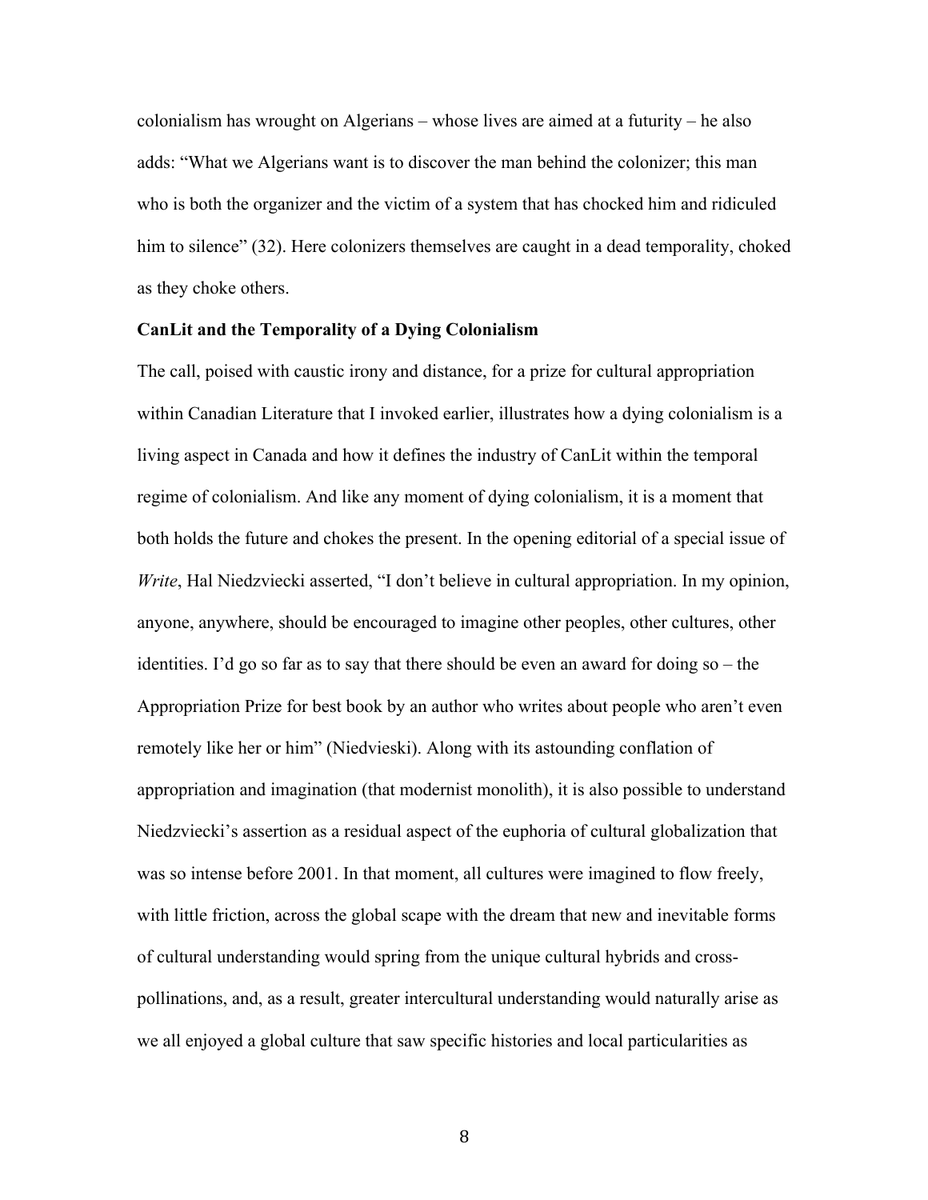colonialism has wrought on Algerians – whose lives are aimed at a futurity – he also adds: "What we Algerians want is to discover the man behind the colonizer; this man who is both the organizer and the victim of a system that has chocked him and ridiculed him to silence" (32). Here colonizers themselves are caught in a dead temporality, choked as they choke others.

**CanLit and the Temporality of a Dying Colonialism**

The call, poised with caustic irony and distance, for a prize for cultural appropriation within Canadian Literature that I invoked earlier, illustrates how a dying colonialism is a living aspect in Canada and how it defines the industry of CanLit within the temporal regime of colonialism. And like any moment of dying colonialism, it is a moment that both holds the future and chokes the present. In the opening editorial of a special issue of *Write*, Hal Niedzviecki asserted, "I don't believe in cultural appropriation. In my opinion, anyone, anywhere, should be encouraged to imagine other peoples, other cultures, other identities. I'd go so far as to say that there should be even an award for doing so – the Appropriation Prize for best book by an author who writes about people who aren't even remotely like her or him" (Niedvieski). Along with its astounding conflation of appropriation and imagination (that modernist monolith), it is also possible to understand Niedzviecki's assertion as a residual aspect of the euphoria of cultural globalization that was so intense before 2001. In that moment, all cultures were imagined to flow freely, with little friction, across the global scape with the dream that new and inevitable forms of cultural understanding would spring from the unique cultural hybrids and cross-pollinations, and, as a result, greater intercultural understanding would naturally arise as we all enjoyed a global culture that saw specific histories and local particularities as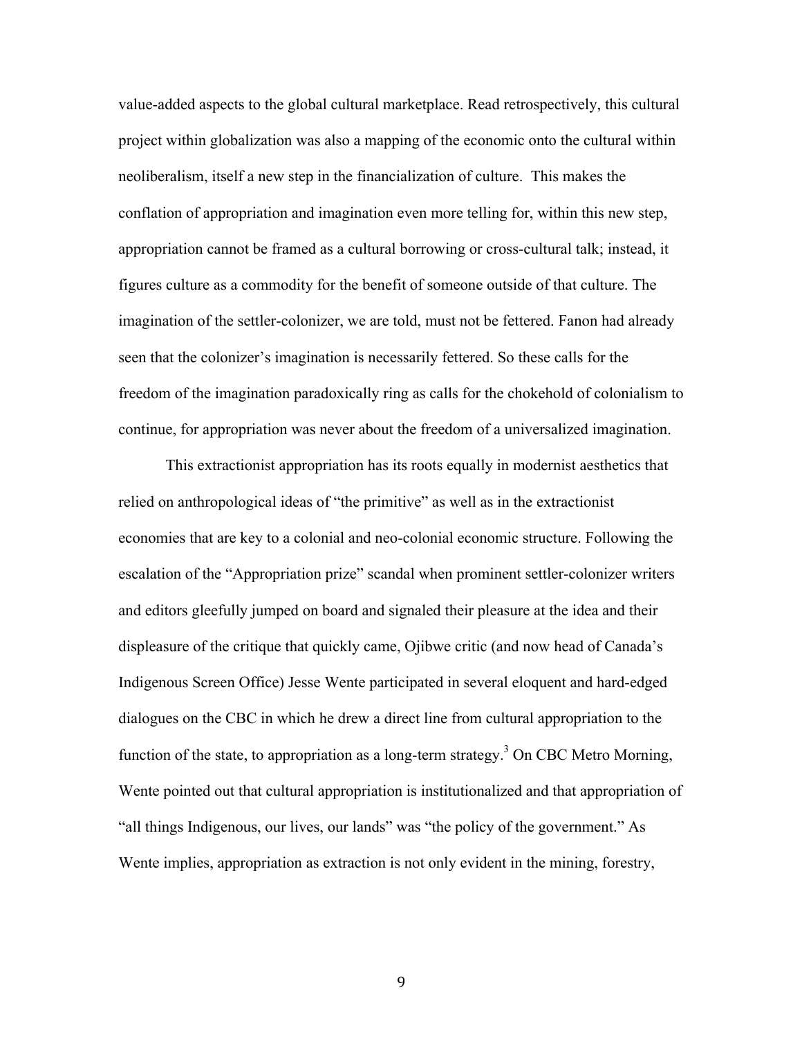value-added aspects to the global cultural marketplace. Read retrospectively, this cultural project within globalization was also a mapping of the economic onto the cultural within neoliberalism, itself a new step in the financialization of culture. This makes the conflation of appropriation and imagination even more telling for, within this new step, appropriation cannot be framed as a cultural borrowing or cross-cultural talk; instead, it figures culture as a commodity for the benefit of someone outside of that culture. The imagination of the settler-colonizer, we are told, must not be fettered. Fanon had already seen that the colonizer's imagination is necessarily fettered. So these calls for the freedom of the imagination paradoxically ring as calls for the chokehold of colonialism to continue, for appropriation was never about the freedom of a universalized imagination.

This extractionist appropriation has its roots equally in modernist aesthetics that relied on anthropological ideas of "the primitive" as well as in the extractionist economies that are key to a colonial and neo-colonial economic structure. Following the escalation of the "Appropriation prize" scandal when prominent settler-colonizer writers and editors gleefully jumped on board and signaled their pleasure at the idea and their displeasure of the critique that quickly came, Ojibwe critic (and now head of Canada's Indigenous Screen Office) Jesse Wente participated in several eloquent and hard-edged dialogues on the CBC in which he drew a direct line from cultural appropriation to the function of the state, to appropriation as a long-term strategy.[3] On CBC Metro Morning, Wente pointed out that cultural appropriation is institutionalized and that appropriation of "all things Indigenous, our lives, our lands" was "the policy of the government." As Wente implies, appropriation as extraction is not only evident in the mining, forestry,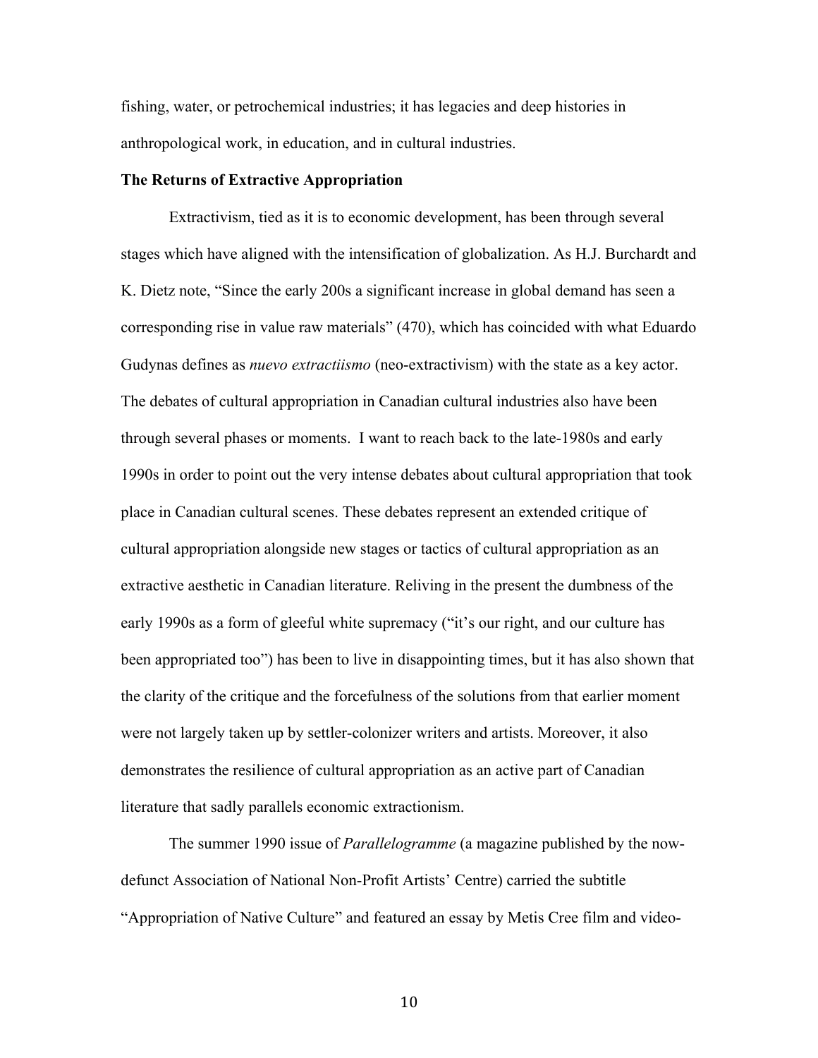fishing, water, or petrochemical industries; it has legacies and deep histories in anthropological work, in education, and in cultural industries.

**The Returns of Extractive Appropriation**

Extractivism, tied as it is to economic development, has been through several stages which have aligned with the intensification of globalization. As H.J. Burchardt and K. Dietz note, "Since the early 200s a significant increase in global demand has seen a corresponding rise in value raw materials" (470), which has coincided with what Eduardo Gudynas defines as *nuevo extractiismo* (neo-extractivism) with the state as a key actor. The debates of cultural appropriation in Canadian cultural industries also have been through several phases or moments. I want to reach back to the late-1980s and early 1990s in order to point out the very intense debates about cultural appropriation that took place in Canadian cultural scenes. These debates represent an extended critique of cultural appropriation alongside new stages or tactics of cultural appropriation as an extractive aesthetic in Canadian literature. Reliving in the present the dumbness of the early 1990s as a form of gleeful white supremacy ("it's our right, and our culture has been appropriated too") has been to live in disappointing times, but it has also shown that the clarity of the critique and the forcefulness of the solutions from that earlier moment were not largely taken up by settler-colonizer writers and artists. Moreover, it also demonstrates the resilience of cultural appropriation as an active part of Canadian literature that sadly parallels economic extractionism.

The summer 1990 issue of *Parallelogramme* (a magazine published by the now-defunct Association of National Non-Profit Artists' Centre) carried the subtitle "Appropriation of Native Culture" and featured an essay by Metis Cree film and video-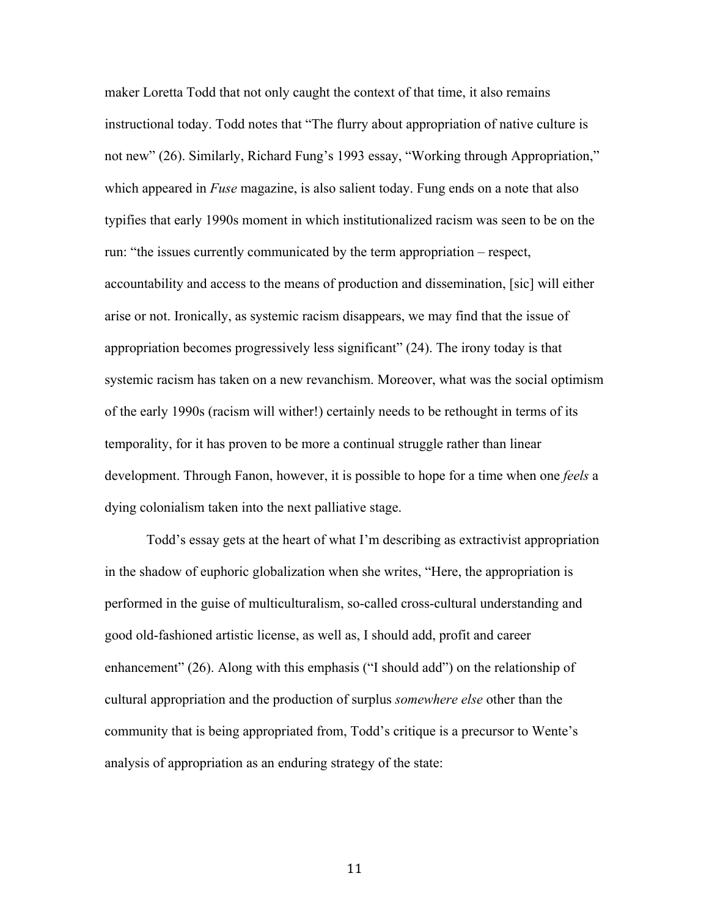maker Loretta Todd that not only caught the context of that time, it also remains instructional today. Todd notes that "The flurry about appropriation of native culture is not new" (26). Similarly, Richard Fung's 1993 essay, "Working through Appropriation," which appeared in *Fuse* magazine, is also salient today. Fung ends on a note that also typifies that early 1990s moment in which institutionalized racism was seen to be on the run: "the issues currently communicated by the term appropriation – respect, accountability and access to the means of production and dissemination, [sic] will either arise or not. Ironically, as systemic racism disappears, we may find that the issue of appropriation becomes progressively less significant" (24). The irony today is that systemic racism has taken on a new revanchism. Moreover, what was the social optimism of the early 1990s (racism will wither!) certainly needs to be rethought in terms of its temporality, for it has proven to be more a continual struggle rather than linear development. Through Fanon, however, it is possible to hope for a time when one *feels* a dying colonialism taken into the next palliative stage.

Todd's essay gets at the heart of what I'm describing as extractivist appropriation in the shadow of euphoric globalization when she writes, "Here, the appropriation is performed in the guise of multiculturalism, so-called cross-cultural understanding and good old-fashioned artistic license, as well as, I should add, profit and career enhancement" (26). Along with this emphasis ("I should add") on the relationship of cultural appropriation and the production of surplus *somewhere else* other than the community that is being appropriated from, Todd's critique is a precursor to Wente's analysis of appropriation as an enduring strategy of the state: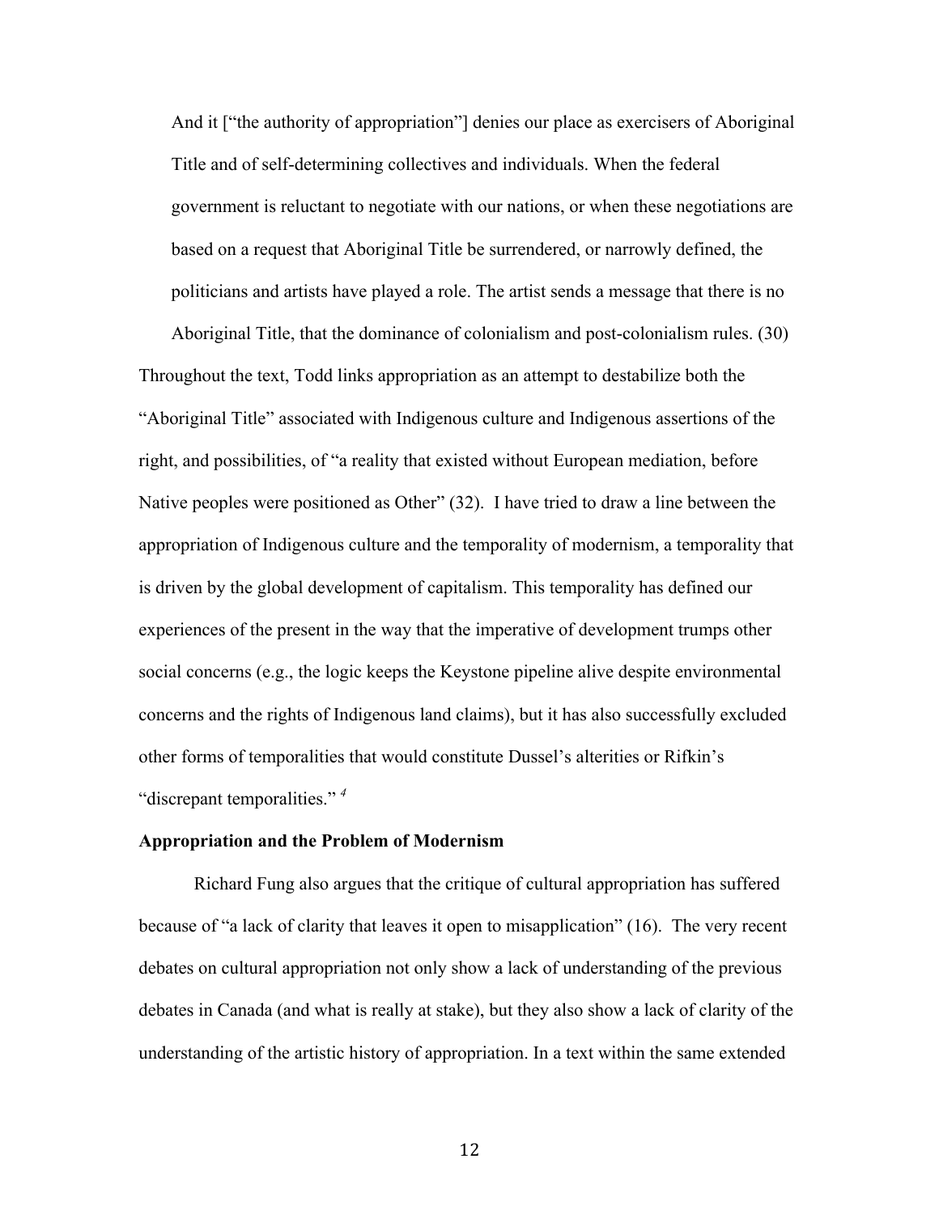> And it ["the authority of appropriation"] denies our place as exercisers of Aboriginal Title and of self-determining collectives and individuals. When the federal government is reluctant to negotiate with our nations, or when these negotiations are based on a request that Aboriginal Title be surrendered, or narrowly defined, the politicians and artists have played a role. The artist sends a message that there is no Aboriginal Title, that the dominance of colonialism and post-colonialism rules. (30)

Throughout the text, Todd links appropriation as an attempt to destabilize both the "Aboriginal Title" associated with Indigenous culture and Indigenous assertions of the right, and possibilities, of "a reality that existed without European mediation, before Native peoples were positioned as Other" (32). I have tried to draw a line between the appropriation of Indigenous culture and the temporality of modernism, a temporality that is driven by the global development of capitalism. This temporality has defined our experiences of the present in the way that the imperative of development trumps other social concerns (e.g., the logic keeps the Keystone pipeline alive despite environmental concerns and the rights of Indigenous land claims), but it has also successfully excluded other forms of temporalities that would constitute Dussel's alterities or Rifkin's "discrepant temporalities." [4]

**Appropriation and the Problem of Modernism**

Richard Fung also argues that the critique of cultural appropriation has suffered because of "a lack of clarity that leaves it open to misapplication" (16). The very recent debates on cultural appropriation not only show a lack of understanding of the previous debates in Canada (and what is really at stake), but they also show a lack of clarity of the understanding of the artistic history of appropriation. In a text within the same extended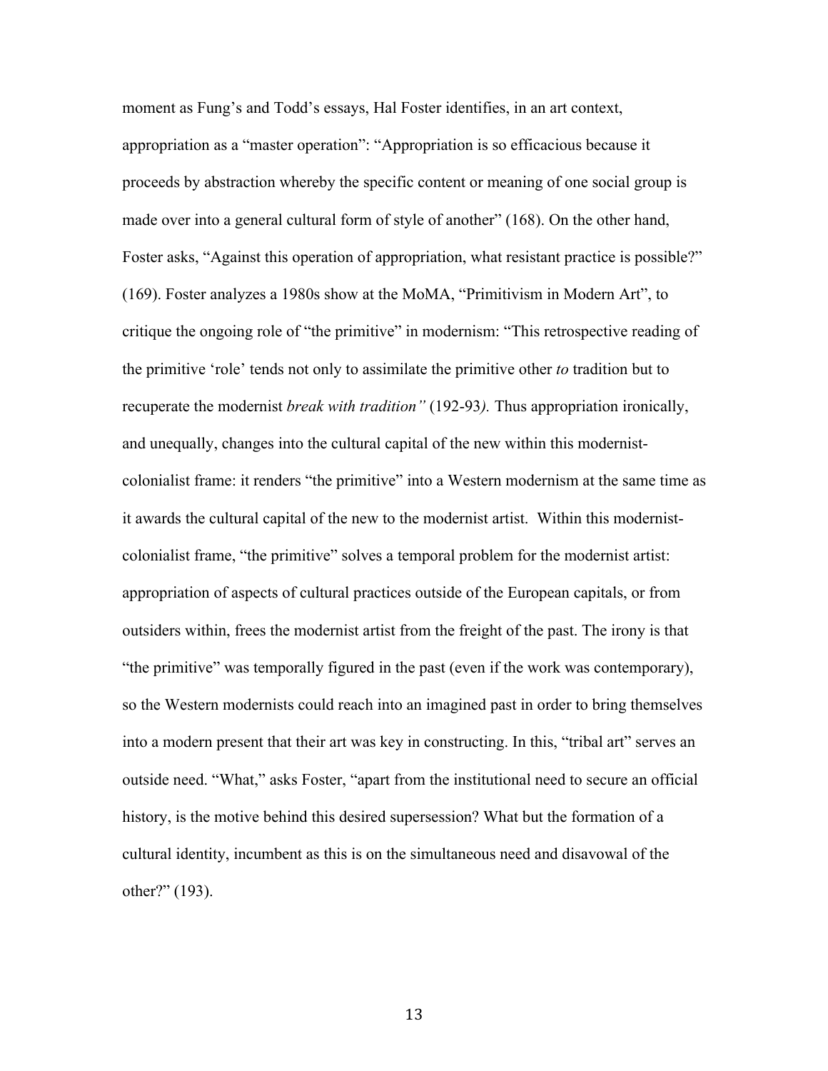moment as Fung's and Todd's essays, Hal Foster identifies, in an art context, appropriation as a "master operation": "Appropriation is so efficacious because it proceeds by abstraction whereby the specific content or meaning of one social group is made over into a general cultural form of style of another" (168). On the other hand, Foster asks, "Against this operation of appropriation, what resistant practice is possible?" (169). Foster analyzes a 1980s show at the MoMA, "Primitivism in Modern Art", to critique the ongoing role of "the primitive" in modernism: "This retrospective reading of the primitive 'role' tends not only to assimilate the primitive other *to* tradition but to recuperate the modernist *break with tradition"* (192-93*).* Thus appropriation ironically, and unequally, changes into the cultural capital of the new within this modernist-colonialist frame: it renders "the primitive" into a Western modernism at the same time as it awards the cultural capital of the new to the modernist artist. Within this modernist-colonialist frame, "the primitive" solves a temporal problem for the modernist artist: appropriation of aspects of cultural practices outside of the European capitals, or from outsiders within, frees the modernist artist from the freight of the past. The irony is that "the primitive" was temporally figured in the past (even if the work was contemporary), so the Western modernists could reach into an imagined past in order to bring themselves into a modern present that their art was key in constructing. In this, "tribal art" serves an outside need. "What," asks Foster, "apart from the institutional need to secure an official history, is the motive behind this desired supersession? What but the formation of a cultural identity, incumbent as this is on the simultaneous need and disavowal of the other?" (193).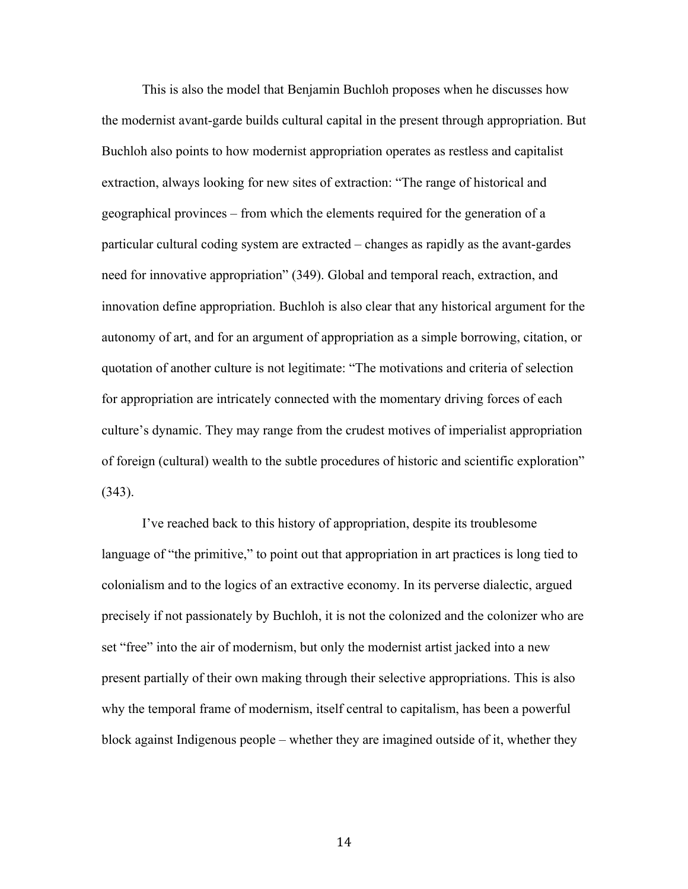This is also the model that Benjamin Buchloh proposes when he discusses how the modernist avant-garde builds cultural capital in the present through appropriation. But Buchloh also points to how modernist appropriation operates as restless and capitalist extraction, always looking for new sites of extraction: "The range of historical and geographical provinces – from which the elements required for the generation of a particular cultural coding system are extracted – changes as rapidly as the avant-gardes need for innovative appropriation" (349). Global and temporal reach, extraction, and innovation define appropriation. Buchloh is also clear that any historical argument for the autonomy of art, and for an argument of appropriation as a simple borrowing, citation, or quotation of another culture is not legitimate: "The motivations and criteria of selection for appropriation are intricately connected with the momentary driving forces of each culture's dynamic. They may range from the crudest motives of imperialist appropriation of foreign (cultural) wealth to the subtle procedures of historic and scientific exploration" (343).

I've reached back to this history of appropriation, despite its troublesome language of "the primitive," to point out that appropriation in art practices is long tied to colonialism and to the logics of an extractive economy. In its perverse dialectic, argued precisely if not passionately by Buchloh, it is not the colonized and the colonizer who are set "free" into the air of modernism, but only the modernist artist jacked into a new present partially of their own making through their selective appropriations. This is also why the temporal frame of modernism, itself central to capitalism, has been a powerful block against Indigenous people – whether they are imagined outside of it, whether they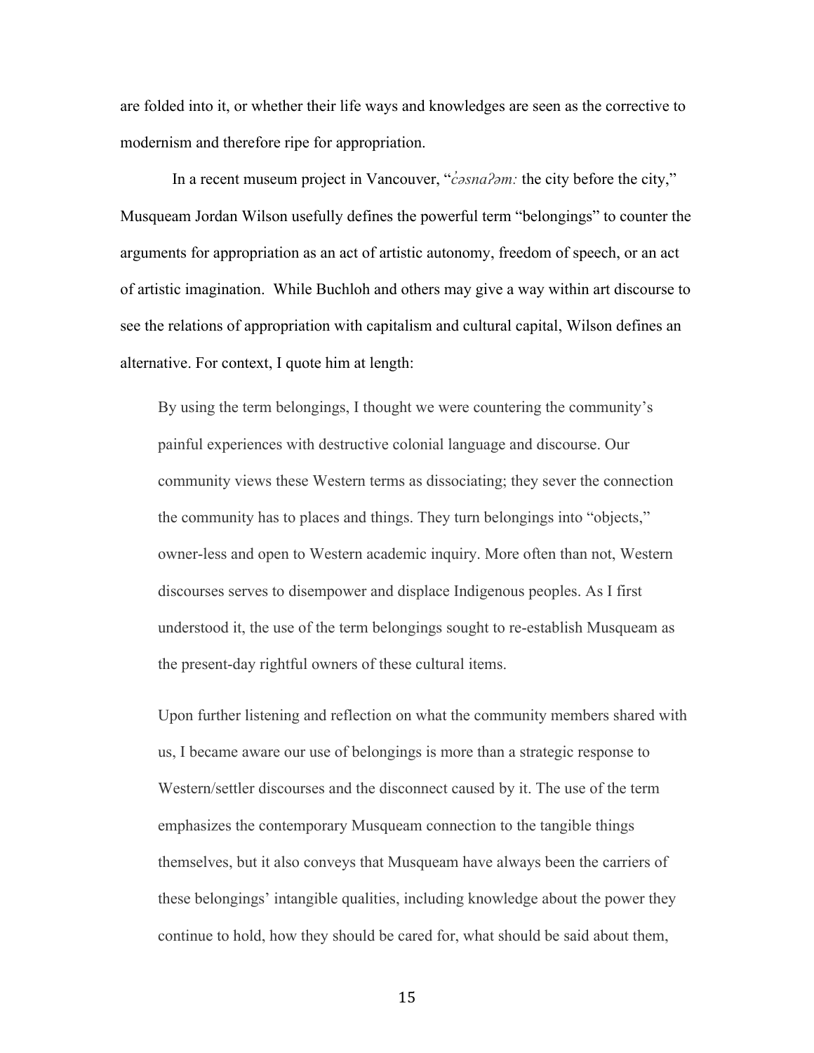are folded into it, or whether their life ways and knowledges are seen as the corrective to modernism and therefore ripe for appropriation.

In a recent museum project in Vancouver, "*c̓əsnaʔəm:* the city before the city," Musqueam Jordan Wilson usefully defines the powerful term "belongings" to counter the arguments for appropriation as an act of artistic autonomy, freedom of speech, or an act of artistic imagination. While Buchloh and others may give a way within art discourse to see the relations of appropriation with capitalism and cultural capital, Wilson defines an alternative. For context, I quote him at length:

> By using the term belongings, I thought we were countering the community's painful experiences with destructive colonial language and discourse. Our community views these Western terms as dissociating; they sever the connection the community has to places and things. They turn belongings into "objects," owner-less and open to Western academic inquiry. More often than not, Western discourses serves to disempower and displace Indigenous peoples. As I first understood it, the use of the term belongings sought to re-establish Musqueam as the present-day rightful owners of these cultural items.
>
> Upon further listening and reflection on what the community members shared with us, I became aware our use of belongings is more than a strategic response to Western/settler discourses and the disconnect caused by it. The use of the term emphasizes the contemporary Musqueam connection to the tangible things themselves, but it also conveys that Musqueam have always been the carriers of these belongings' intangible qualities, including knowledge about the power they continue to hold, how they should be cared for, what should be said about them,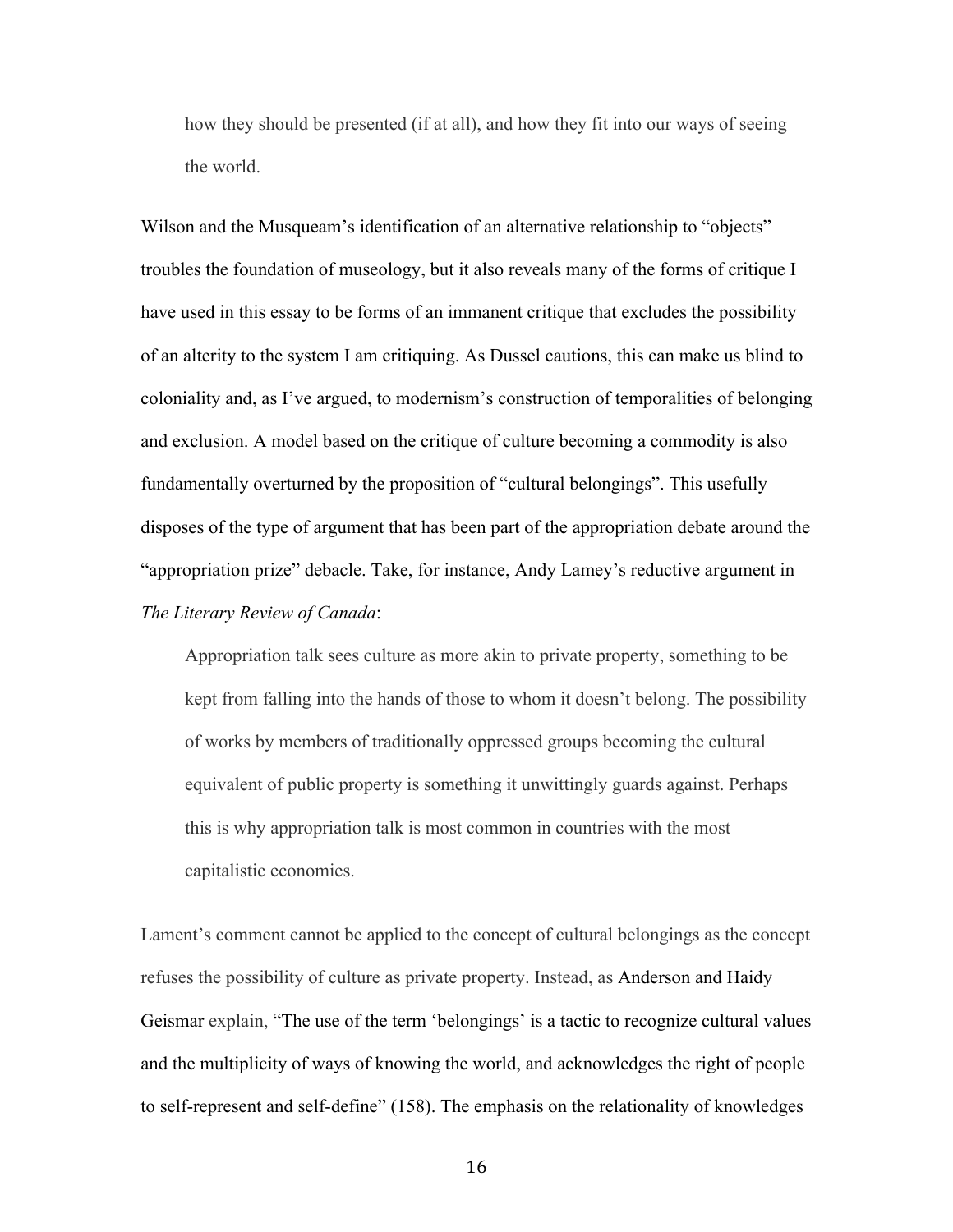> how they should be presented (if at all), and how they fit into our ways of seeing the world.

Wilson and the Musqueam's identification of an alternative relationship to "objects" troubles the foundation of museology, but it also reveals many of the forms of critique I have used in this essay to be forms of an immanent critique that excludes the possibility of an alterity to the system I am critiquing. As Dussel cautions, this can make us blind to coloniality and, as I've argued, to modernism's construction of temporalities of belonging and exclusion. A model based on the critique of culture becoming a commodity is also fundamentally overturned by the proposition of "cultural belongings". This usefully disposes of the type of argument that has been part of the appropriation debate around the "appropriation prize" debacle. Take, for instance, Andy Lamey's reductive argument in *The Literary Review of Canada*:

> Appropriation talk sees culture as more akin to private property, something to be kept from falling into the hands of those to whom it doesn't belong. The possibility of works by members of traditionally oppressed groups becoming the cultural equivalent of public property is something it unwittingly guards against. Perhaps this is why appropriation talk is most common in countries with the most capitalistic economies.

Lament's comment cannot be applied to the concept of cultural belongings as the concept refuses the possibility of culture as private property. Instead, as Anderson and Haidy Geismar explain, "The use of the term 'belongings' is a tactic to recognize cultural values and the multiplicity of ways of knowing the world, and acknowledges the right of people to self-represent and self-define" (158). The emphasis on the relationality of knowledges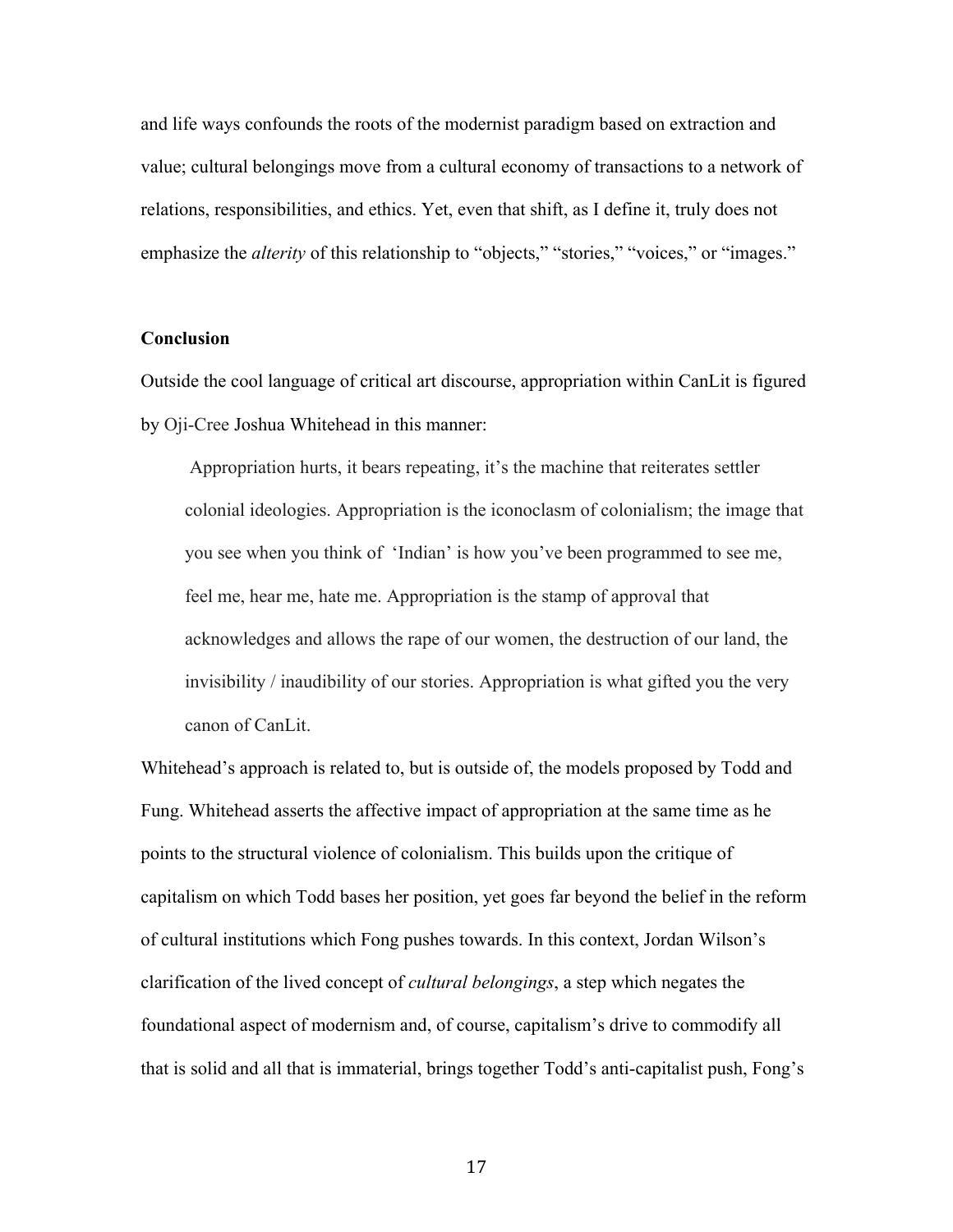and life ways confounds the roots of the modernist paradigm based on extraction and value; cultural belongings move from a cultural economy of transactions to a network of relations, responsibilities, and ethics. Yet, even that shift, as I define it, truly does not emphasize the *alterity* of this relationship to “objects,” “stories,” “voices,” or “images.”

**Conclusion**

Outside the cool language of critical art discourse, appropriation within CanLit is figured by Oji-Cree Joshua Whitehead in this manner:

> Appropriation hurts, it bears repeating, it’s the machine that reiterates settler colonial ideologies. Appropriation is the iconoclasm of colonialism; the image that you see when you think of ‘Indian’ is how you’ve been programmed to see me, feel me, hear me, hate me. Appropriation is the stamp of approval that acknowledges and allows the rape of our women, the destruction of our land, the invisibility / inaudibility of our stories. Appropriation is what gifted you the very canon of CanLit.

Whitehead’s approach is related to, but is outside of, the models proposed by Todd and Fung. Whitehead asserts the affective impact of appropriation at the same time as he points to the structural violence of colonialism. This builds upon the critique of capitalism on which Todd bases her position, yet goes far beyond the belief in the reform of cultural institutions which Fong pushes towards. In this context, Jordan Wilson’s clarification of the lived concept of *cultural belongings*, a step which negates the foundational aspect of modernism and, of course, capitalism’s drive to commodify all that is solid and all that is immaterial, brings together Todd’s anti-capitalist push, Fong’s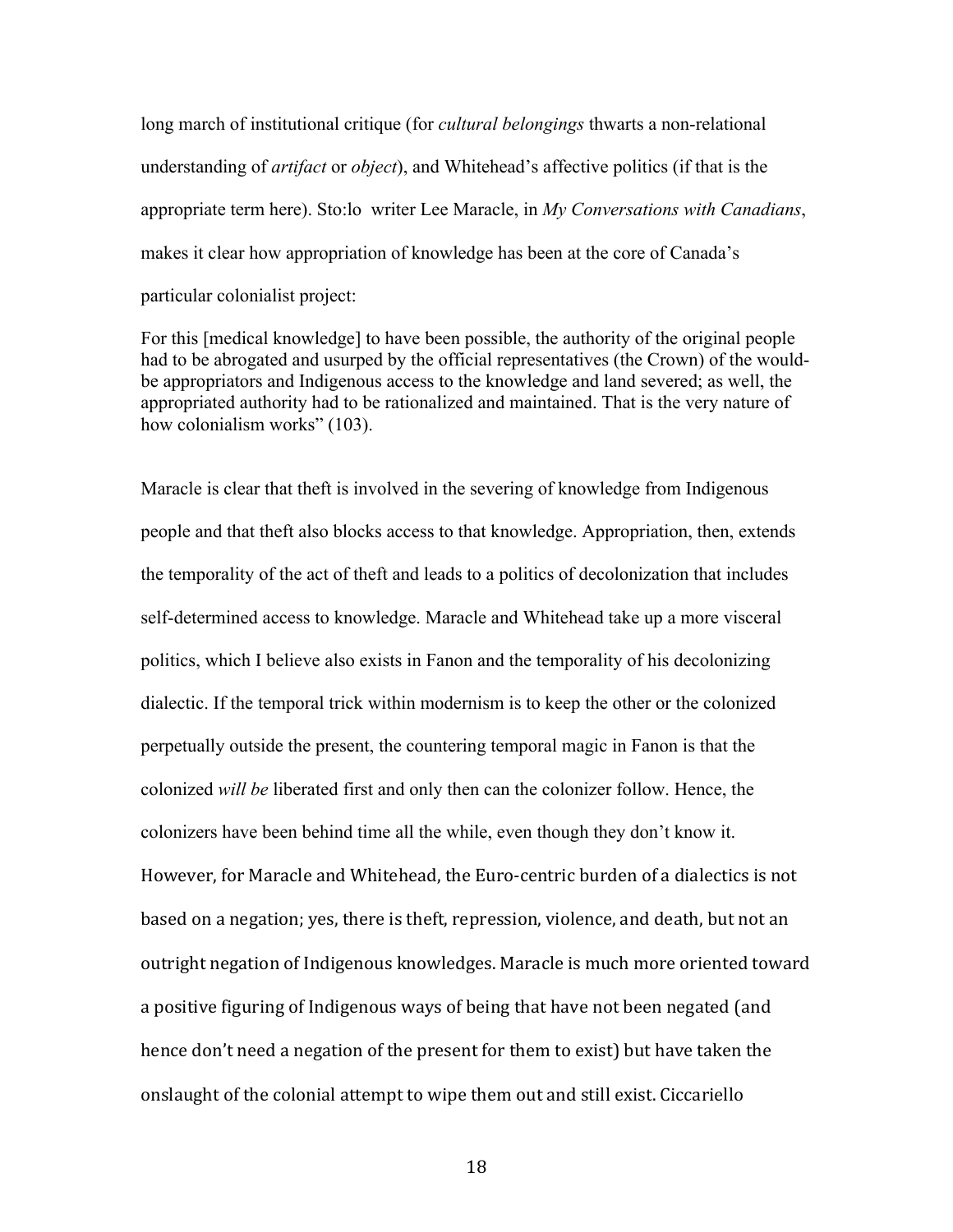long march of institutional critique (for *cultural belongings* thwarts a non-relational understanding of *artifact* or *object*), and Whitehead's affective politics (if that is the appropriate term here). Sto:lo writer Lee Maracle, in *My Conversations with Canadians*, makes it clear how appropriation of knowledge has been at the core of Canada's particular colonialist project:

> For this [medical knowledge] to have been possible, the authority of the original people had to be abrogated and usurped by the official representatives (the Crown) of the would-be appropriators and Indigenous access to the knowledge and land severed; as well, the appropriated authority had to be rationalized and maintained. That is the very nature of how colonialism works" (103).

Maracle is clear that theft is involved in the severing of knowledge from Indigenous people and that theft also blocks access to that knowledge. Appropriation, then, extends the temporality of the act of theft and leads to a politics of decolonization that includes self-determined access to knowledge. Maracle and Whitehead take up a more visceral politics, which I believe also exists in Fanon and the temporality of his decolonizing dialectic. If the temporal trick within modernism is to keep the other or the colonized perpetually outside the present, the countering temporal magic in Fanon is that the colonized *will be* liberated first and only then can the colonizer follow. Hence, the colonizers have been behind time all the while, even though they don't know it. However, for Maracle and Whitehead, the Euro-centric burden of a dialectics is not based on a negation; yes, there is theft, repression, violence, and death, but not an outright negation of Indigenous knowledges. Maracle is much more oriented toward a positive figuring of Indigenous ways of being that have not been negated (and hence don't need a negation of the present for them to exist) but have taken the onslaught of the colonial attempt to wipe them out and still exist. Ciccariello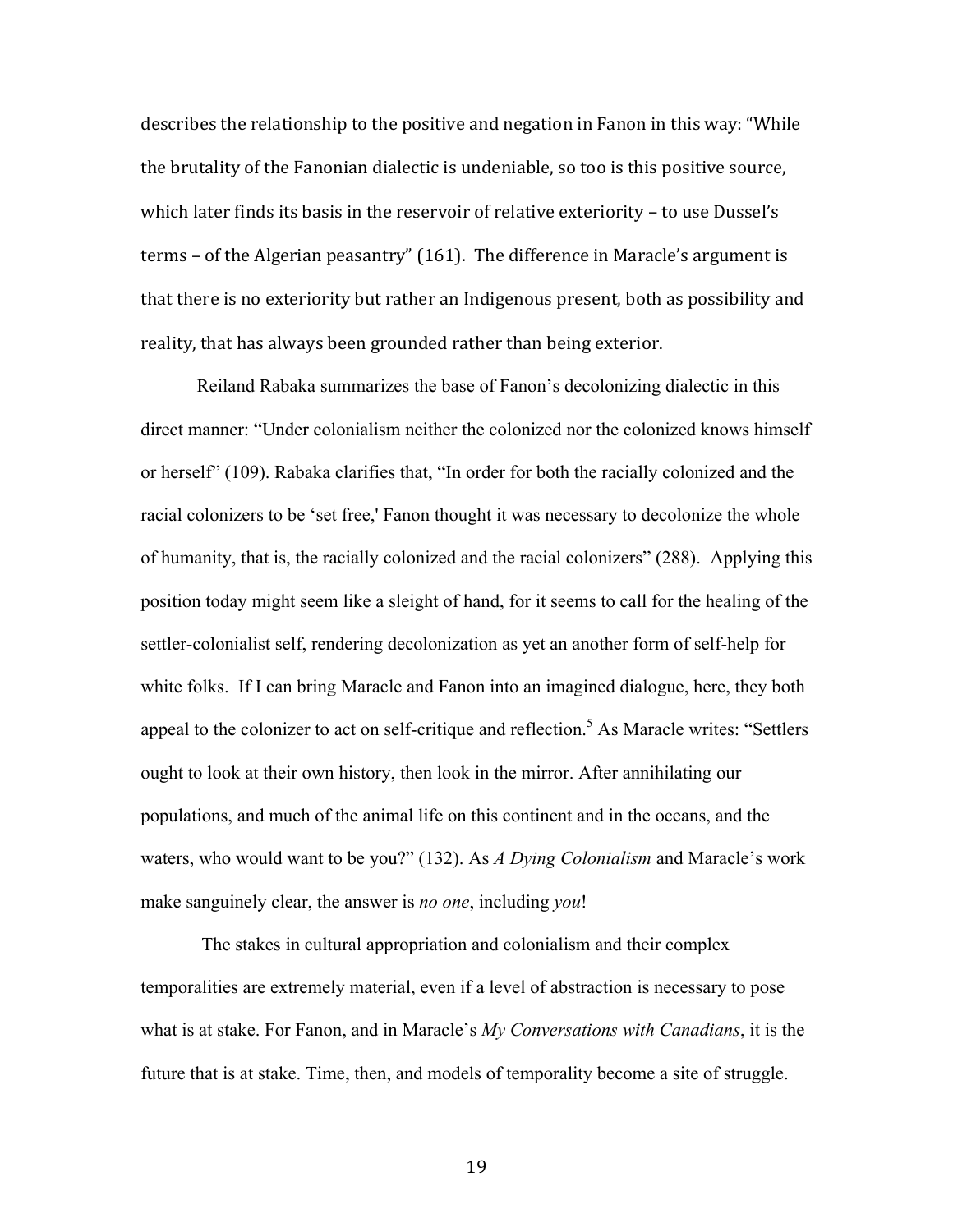describes the relationship to the positive and negation in Fanon in this way: "While the brutality of the Fanonian dialectic is undeniable, so too is this positive source, which later finds its basis in the reservoir of relative exteriority – to use Dussel's terms – of the Algerian peasantry" (161). The difference in Maracle's argument is that there is no exteriority but rather an Indigenous present, both as possibility and reality, that has always been grounded rather than being exterior.

Reiland Rabaka summarizes the base of Fanon's decolonizing dialectic in this direct manner: "Under colonialism neither the colonized nor the colonized knows himself or herself" (109). Rabaka clarifies that, "In order for both the racially colonized and the racial colonizers to be 'set free,' Fanon thought it was necessary to decolonize the whole of humanity, that is, the racially colonized and the racial colonizers" (288). Applying this position today might seem like a sleight of hand, for it seems to call for the healing of the settler-colonialist self, rendering decolonization as yet an another form of self-help for white folks. If I can bring Maracle and Fanon into an imagined dialogue, here, they both appeal to the colonizer to act on self-critique and reflection.[5] As Maracle writes: "Settlers ought to look at their own history, then look in the mirror. After annihilating our populations, and much of the animal life on this continent and in the oceans, and the waters, who would want to be you?" (132). As *A Dying Colonialism* and Maracle's work make sanguinely clear, the answer is *no one*, including *you*!

The stakes in cultural appropriation and colonialism and their complex temporalities are extremely material, even if a level of abstraction is necessary to pose what is at stake. For Fanon, and in Maracle's *My Conversations with Canadians*, it is the future that is at stake. Time, then, and models of temporality become a site of struggle.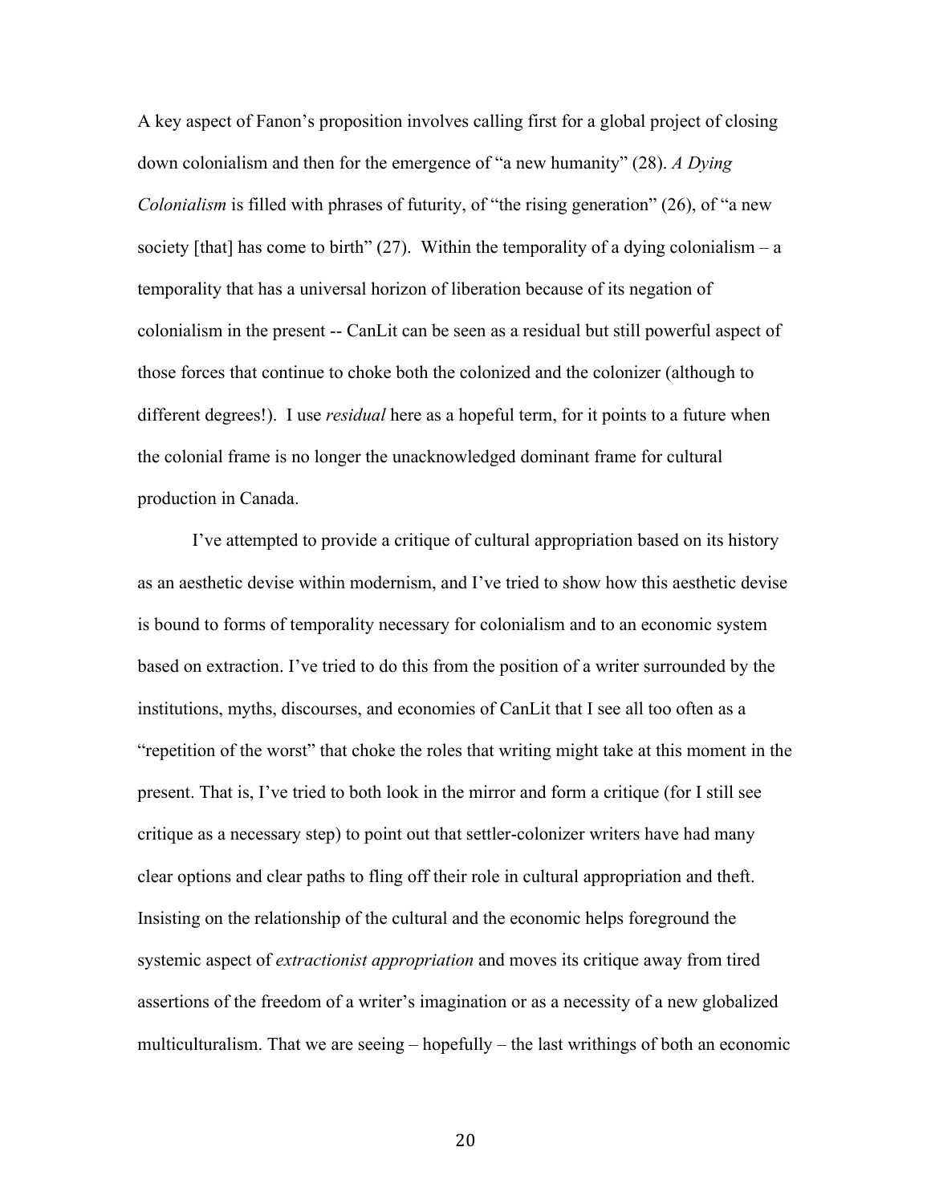A key aspect of Fanon's proposition involves calling first for a global project of closing down colonialism and then for the emergence of "a new humanity" (28). *A Dying Colonialism* is filled with phrases of futurity, of "the rising generation" (26), of "a new society [that] has come to birth" (27). Within the temporality of a dying colonialism – a temporality that has a universal horizon of liberation because of its negation of colonialism in the present -- CanLit can be seen as a residual but still powerful aspect of those forces that continue to choke both the colonized and the colonizer (although to different degrees!). I use *residual* here as a hopeful term, for it points to a future when the colonial frame is no longer the unacknowledged dominant frame for cultural production in Canada.

I've attempted to provide a critique of cultural appropriation based on its history as an aesthetic devise within modernism, and I've tried to show how this aesthetic devise is bound to forms of temporality necessary for colonialism and to an economic system based on extraction. I've tried to do this from the position of a writer surrounded by the institutions, myths, discourses, and economies of CanLit that I see all too often as a "repetition of the worst" that choke the roles that writing might take at this moment in the present. That is, I've tried to both look in the mirror and form a critique (for I still see critique as a necessary step) to point out that settler-colonizer writers have had many clear options and clear paths to fling off their role in cultural appropriation and theft. Insisting on the relationship of the cultural and the economic helps foreground the systemic aspect of *extractionist appropriation* and moves its critique away from tired assertions of the freedom of a writer's imagination or as a necessity of a new globalized multiculturalism. That we are seeing – hopefully – the last writhings of both an economic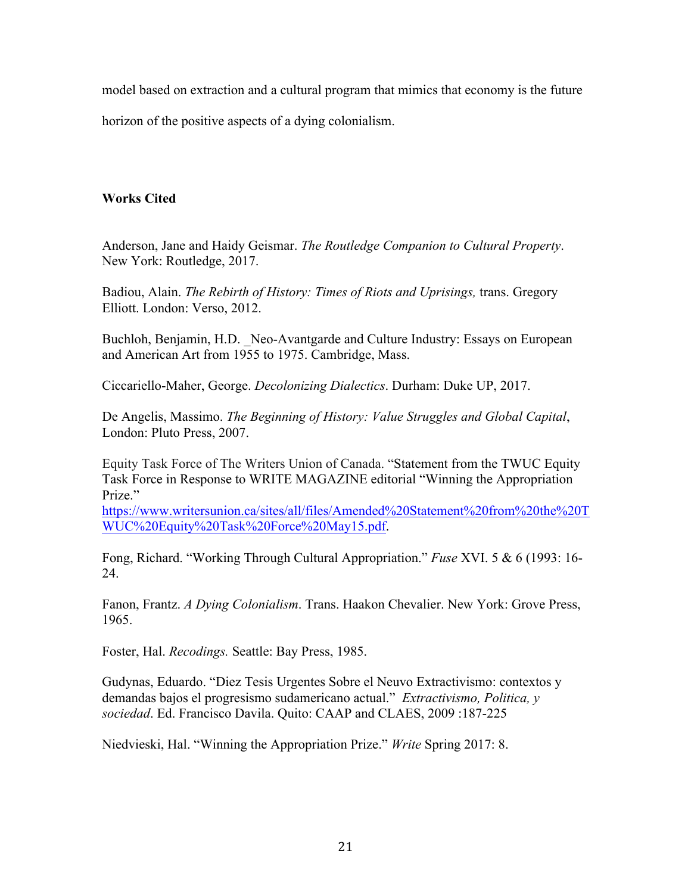model based on extraction and a cultural program that mimics that economy is the future horizon of the positive aspects of a dying colonialism.

**Works Cited**

Anderson, Jane and Haidy Geismar. *The Routledge Companion to Cultural Property*. New York: Routledge, 2017.

Badiou, Alain. *The Rebirth of History: Times of Riots and Uprisings,* trans. Gregory Elliott. London: Verso, 2012.

Buchloh, Benjamin, H.D. _Neo-Avantgarde and Culture Industry: Essays on European and American Art from 1955 to 1975. Cambridge, Mass.

Ciccariello-Maher, George. *Decolonizing Dialectics*. Durham: Duke UP, 2017.

De Angelis, Massimo. *The Beginning of History: Value Struggles and Global Capital*, London: Pluto Press, 2007.

Equity Task Force of The Writers Union of Canada. "Statement from the TWUC Equity Task Force in Response to WRITE MAGAZINE editorial "Winning the Appropriation Prize." https://www.writersunion.ca/sites/all/files/Amended%20Statement%20from%20the%20TWUC%20Equity%20Task%20Force%20May15.pdf.

Fong, Richard. "Working Through Cultural Appropriation." *Fuse* XVI. 5 & 6 (1993: 16-24.

Fanon, Frantz. *A Dying Colonialism*. Trans. Haakon Chevalier. New York: Grove Press, 1965.

Foster, Hal. *Recodings.* Seattle: Bay Press, 1985.

Gudynas, Eduardo. "Diez Tesis Urgentes Sobre el Neuvo Extractivismo: contextos y demandas bajos el progresismo sudamericano actual." *Extractivismo, Politica, y sociedad*. Ed. Francisco Davila. Quito: CAAP and CLAES, 2009 :187-225

Niedvieski, Hal. "Winning the Appropriation Prize." *Write* Spring 2017: 8.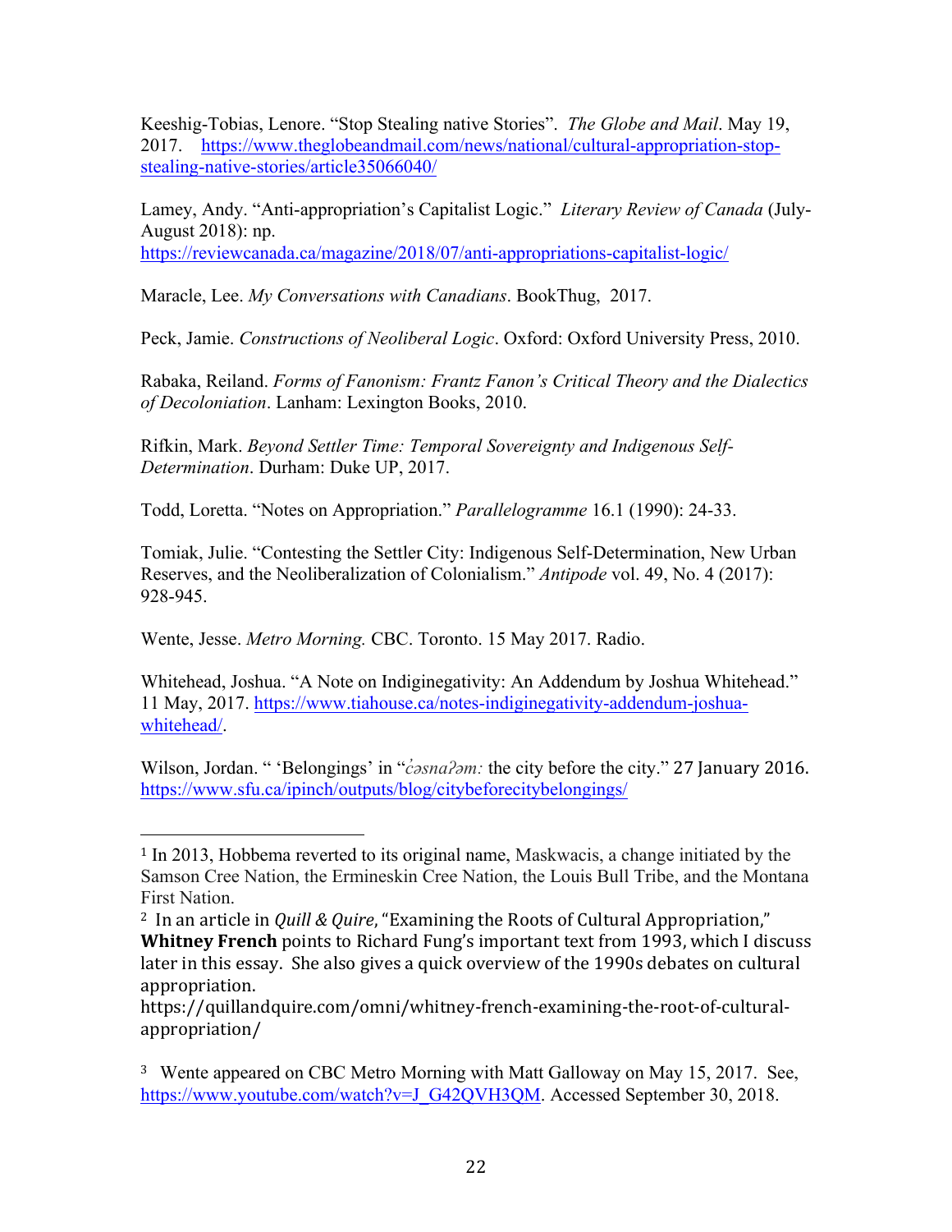Keeshig-Tobias, Lenore. “Stop Stealing native Stories”. *The Globe and Mail*. May 19, 2017. https://www.theglobeandmail.com/news/national/cultural-appropriation-stop-stealing-native-stories/article35066040/

Lamey, Andy. “Anti-appropriation’s Capitalist Logic.” *Literary Review of Canada* (July-August 2018): np. https://reviewcanada.ca/magazine/2018/07/anti-appropriations-capitalist-logic/

Maracle, Lee. *My Conversations with Canadians*. BookThug, 2017.

Peck, Jamie. *Constructions of Neoliberal Logic*. Oxford: Oxford University Press, 2010.

Rabaka, Reiland. *Forms of Fanonism: Frantz Fanon’s Critical Theory and the Dialectics of Decoloniation*. Lanham: Lexington Books, 2010.

Rifkin, Mark. *Beyond Settler Time: Temporal Sovereignty and Indigenous Self-Determination*. Durham: Duke UP, 2017.

Todd, Loretta. “Notes on Appropriation.” *Parallelogramme* 16.1 (1990): 24-33.

Tomiak, Julie. “Contesting the Settler City: Indigenous Self-Determination, New Urban Reserves, and the Neoliberalization of Colonialism.” *Antipode* vol. 49, No. 4 (2017): 928-945.

Wente, Jesse. *Metro Morning.* CBC. Toronto. 15 May 2017. Radio.

Whitehead, Joshua. “A Note on Indiginegativity: An Addendum by Joshua Whitehead.” 11 May, 2017. https://www.tiahouse.ca/notes-indiginegativity-addendum-joshua-whitehead/.

Wilson, Jordan. “ ‘Belongings’ in “*c̓əsnaʔəm:* the city before the city.” 27 January 2016. https://www.sfu.ca/ipinch/outputs/blog/citybeforecitybelongings/

---

[1] In 2013, Hobbema reverted to its original name, Maskwacis, a change initiated by the Samson Cree Nation, the Ermineskin Cree Nation, the Louis Bull Tribe, and the Montana First Nation.

[2] In an article in *Quill & Quire*, “Examining the Roots of Cultural Appropriation,” **Whitney French** points to Richard Fung’s important text from 1993, which I discuss later in this essay. She also gives a quick overview of the 1990s debates on cultural appropriation. https://quillandquire.com/omni/whitney-french-examining-the-root-of-cultural-appropriation/

[3] Wente appeared on CBC Metro Morning with Matt Galloway on May 15, 2017. See, https://www.youtube.com/watch?v=J_G42QVH3QM. Accessed September 30, 2018.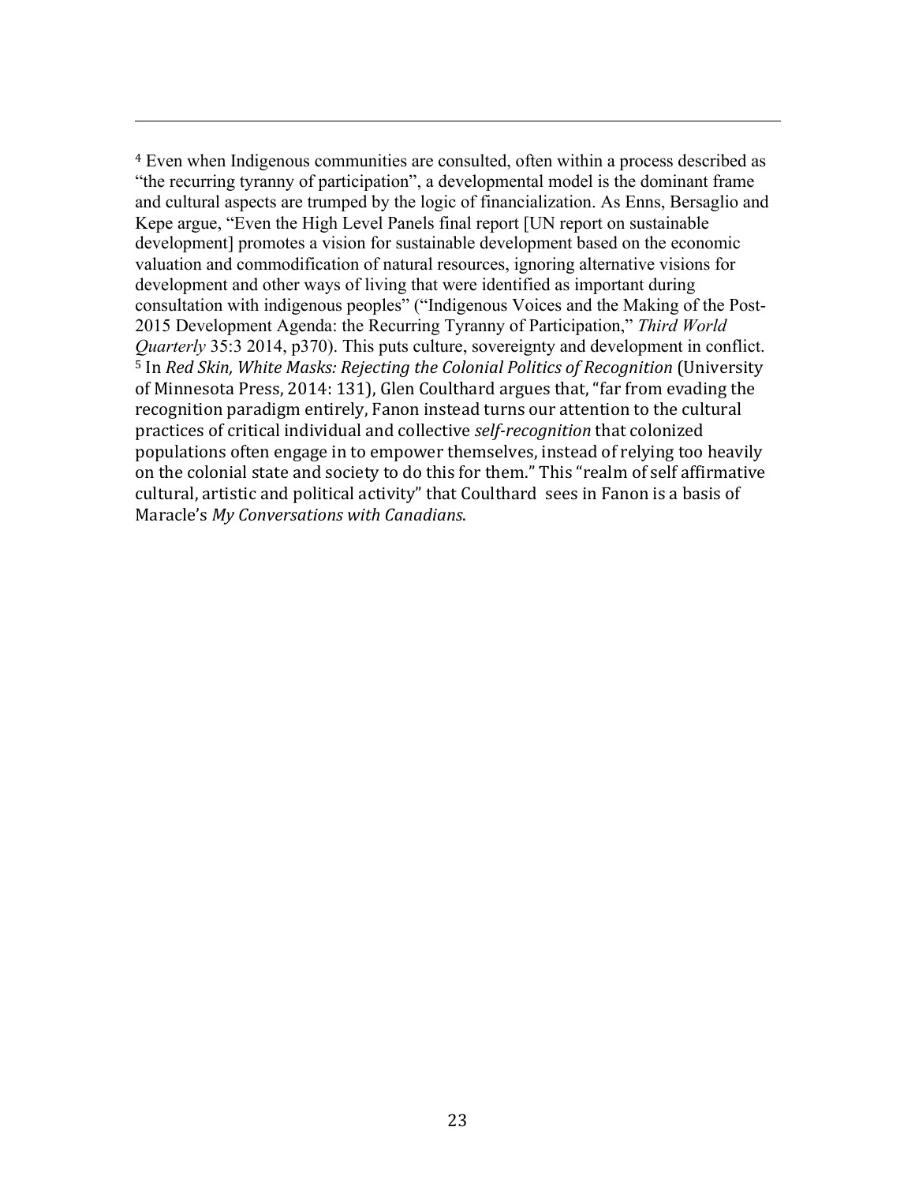[4] Even when Indigenous communities are consulted, often within a process described as "the recurring tyranny of participation", a developmental model is the dominant frame and cultural aspects are trumped by the logic of financialization. As Enns, Bersaglio and Kepe argue, "Even the High Level Panels final report [UN report on sustainable development] promotes a vision for sustainable development based on the economic valuation and commodification of natural resources, ignoring alternative visions for development and other ways of living that were identified as important during consultation with indigenous peoples" ("Indigenous Voices and the Making of the Post-2015 Development Agenda: the Recurring Tyranny of Participation," *Third World Quarterly* 35:3 2014, p370). This puts culture, sovereignty and development in conflict.

[5] In *Red Skin, White Masks: Rejecting the Colonial Politics of Recognition* (University of Minnesota Press, 2014: 131), Glen Coulthard argues that, "far from evading the recognition paradigm entirely, Fanon instead turns our attention to the cultural practices of critical individual and collective *self-recognition* that colonized populations often engage in to empower themselves, instead of relying too heavily on the colonial state and society to do this for them." This "realm of self affirmative cultural, artistic and political activity" that Coulthard sees in Fanon is a basis of Maracle's *My Conversations with Canadians*.